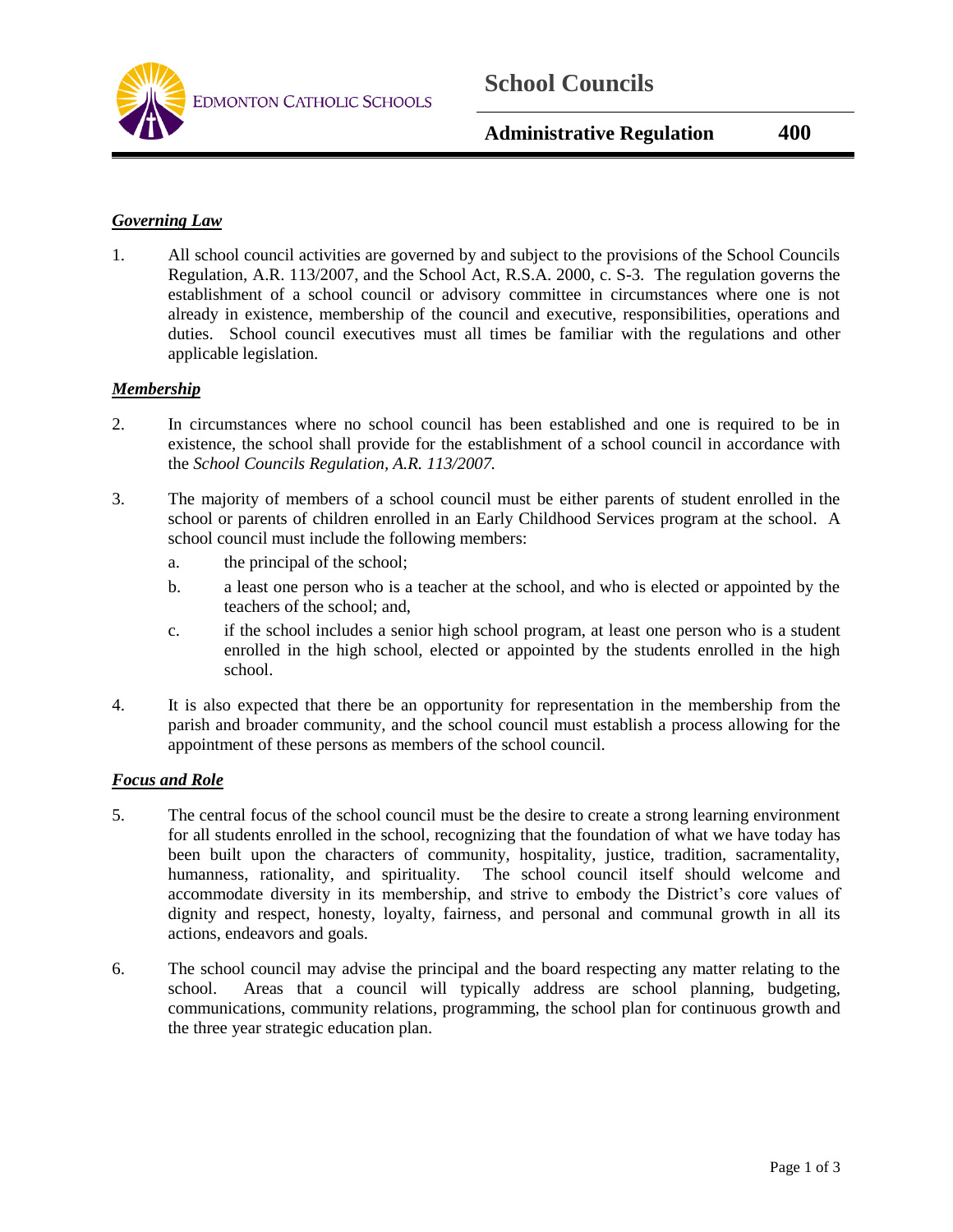EDMONTON CATHOLIC SCHOOLS

# School Councils

## Administrative Regulation 400

***Governing Law***

1. All school council activities are governed by and subject to the provisions of the School Councils Regulation, A.R. 113/2007, and the School Act, R.S.A. 2000, c. S-3. The regulation governs the establishment of a school council or advisory committee in circumstances where one is not already in existence, membership of the council and executive, responsibilities, operations and duties. School council executives must all times be familiar with the regulations and other applicable legislation.

***Membership***

2. In circumstances where no school council has been established and one is required to be in existence, the school shall provide for the establishment of a school council in accordance with the *School Councils Regulation, A.R. 113/2007.*

3. The majority of members of a school council must be either parents of student enrolled in the school or parents of children enrolled in an Early Childhood Services program at the school. A school council must include the following members:
   a. the principal of the school;
   b. a least one person who is a teacher at the school, and who is elected or appointed by the teachers of the school; and,
   c. if the school includes a senior high school program, at least one person who is a student enrolled in the high school, elected or appointed by the students enrolled in the high school.

4. It is also expected that there be an opportunity for representation in the membership from the parish and broader community, and the school council must establish a process allowing for the appointment of these persons as members of the school council.

***Focus and Role***

5. The central focus of the school council must be the desire to create a strong learning environment for all students enrolled in the school, recognizing that the foundation of what we have today has been built upon the characters of community, hospitality, justice, tradition, sacramentality, humanness, rationality, and spirituality. The school council itself should welcome and accommodate diversity in its membership, and strive to embody the District's core values of dignity and respect, honesty, loyalty, fairness, and personal and communal growth in all its actions, endeavors and goals.

6. The school council may advise the principal and the board respecting any matter relating to the school. Areas that a council will typically address are school planning, budgeting, communications, community relations, programming, the school plan for continuous growth and the three year strategic education plan.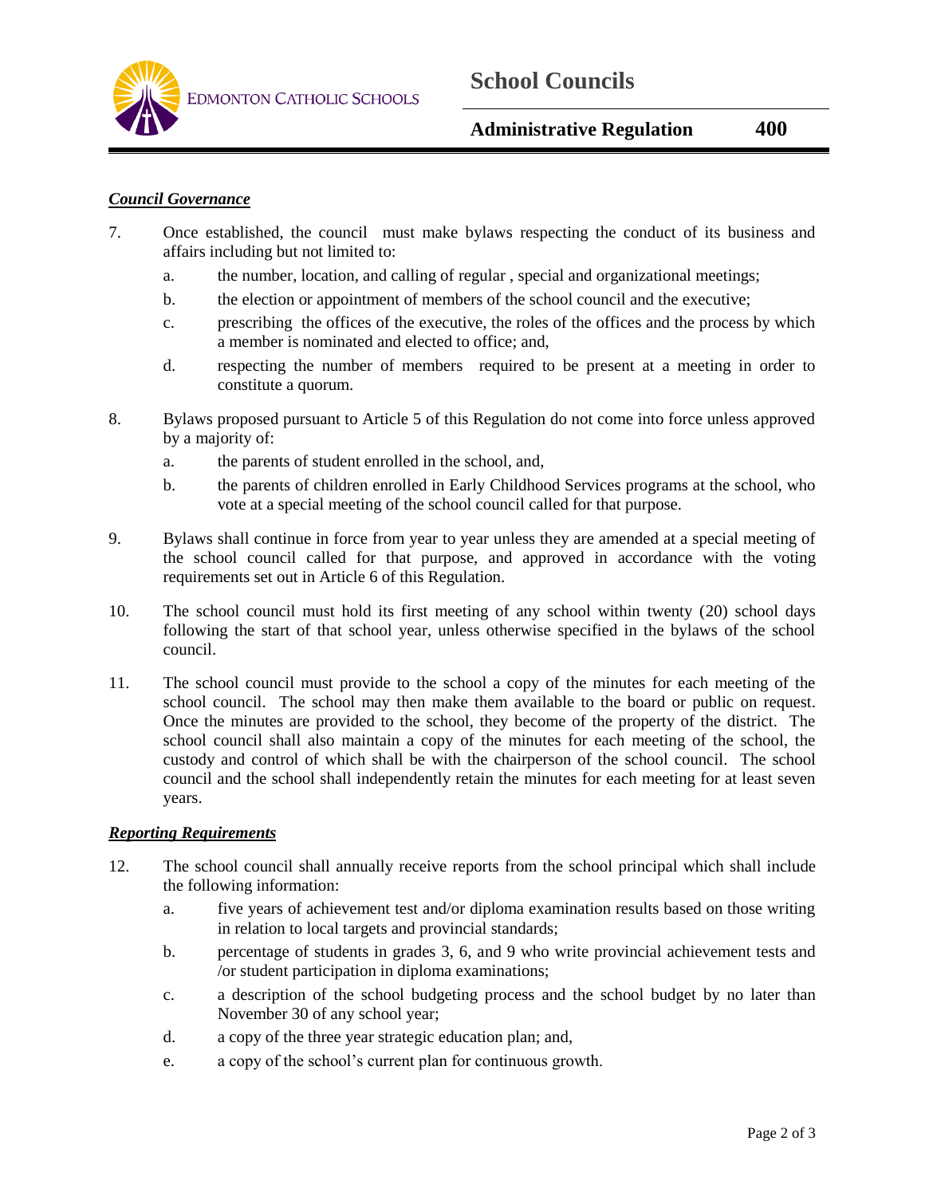### *Council Governance*

7. Once established, the council must make bylaws respecting the conduct of its business and affairs including but not limited to:
   a. the number, location, and calling of regular , special and organizational meetings;
   b. the election or appointment of members of the school council and the executive;
   c. prescribing the offices of the executive, the roles of the offices and the process by which a member is nominated and elected to office; and,
   d. respecting the number of members required to be present at a meeting in order to constitute a quorum.

8. Bylaws proposed pursuant to Article 5 of this Regulation do not come into force unless approved by a majority of:
   a. the parents of student enrolled in the school, and,
   b. the parents of children enrolled in Early Childhood Services programs at the school, who vote at a special meeting of the school council called for that purpose.

9. Bylaws shall continue in force from year to year unless they are amended at a special meeting of the school council called for that purpose, and approved in accordance with the voting requirements set out in Article 6 of this Regulation.

10. The school council must hold its first meeting of any school within twenty (20) school days following the start of that school year, unless otherwise specified in the bylaws of the school council.

11. The school council must provide to the school a copy of the minutes for each meeting of the school council. The school may then make them available to the board or public on request. Once the minutes are provided to the school, they become of the property of the district. The school council shall also maintain a copy of the minutes for each meeting of the school, the custody and control of which shall be with the chairperson of the school council. The school council and the school shall independently retain the minutes for each meeting for at least seven years.

### *Reporting Requirements*

12. The school council shall annually receive reports from the school principal which shall include the following information:
   a. five years of achievement test and/or diploma examination results based on those writing in relation to local targets and provincial standards;
   b. percentage of students in grades 3, 6, and 9 who write provincial achievement tests and /or student participation in diploma examinations;
   c. a description of the school budgeting process and the school budget by no later than November 30 of any school year;
   d. a copy of the three year strategic education plan; and,
   e. a copy of the school's current plan for continuous growth.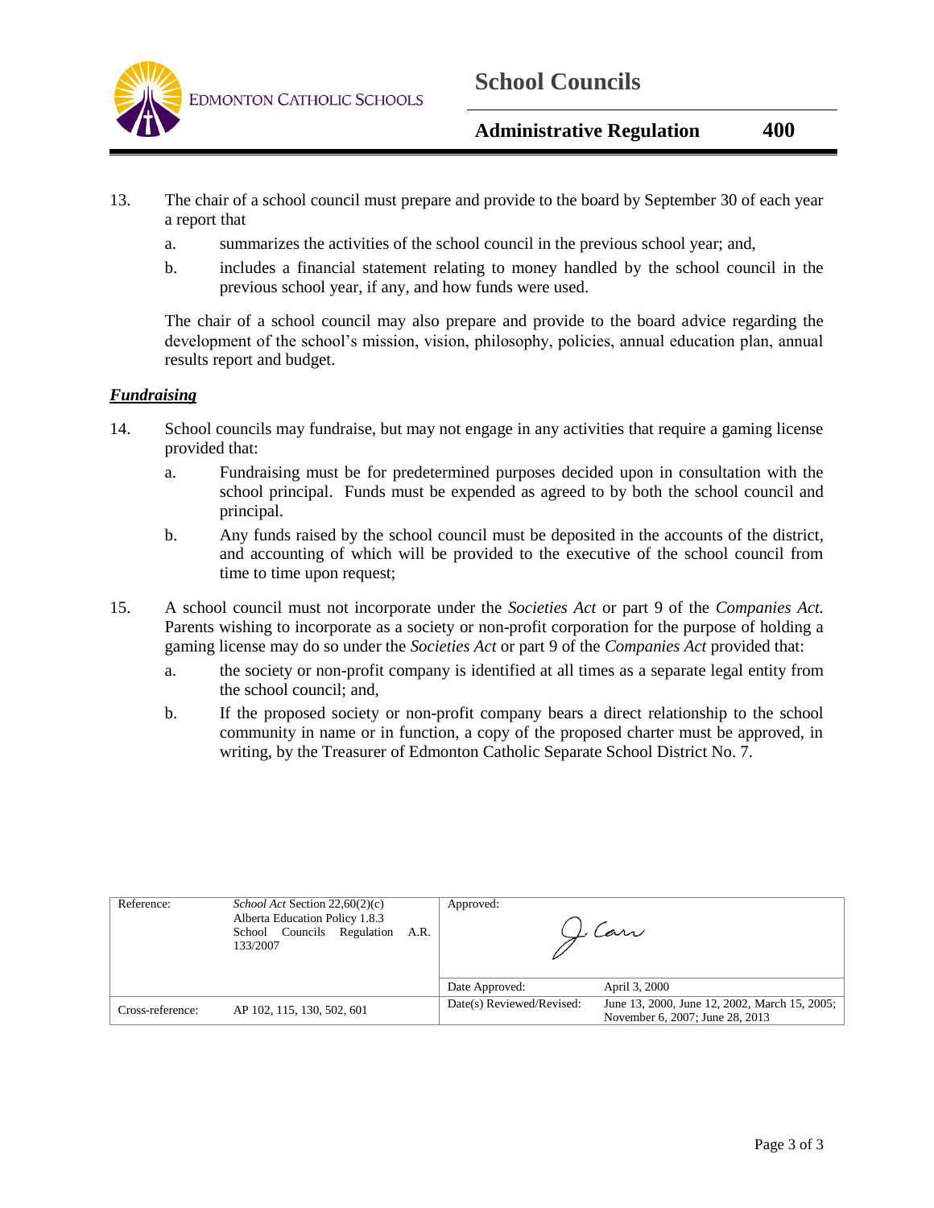13. The chair of a school council must prepare and provide to the board by September 30 of each year a report that

    a. summarizes the activities of the school council in the previous school year; and,

    b. includes a financial statement relating to money handled by the school council in the previous school year, if any, and how funds were used.

    The chair of a school council may also prepare and provide to the board advice regarding the development of the school's mission, vision, philosophy, policies, annual education plan, annual results report and budget.

***Fundraising***

14. School councils may fundraise, but may not engage in any activities that require a gaming license provided that:

    a. Fundraising must be for predetermined purposes decided upon in consultation with the school principal. Funds must be expended as agreed to by both the school council and principal.

    b. Any funds raised by the school council must be deposited in the accounts of the district, and accounting of which will be provided to the executive of the school council from time to time upon request;

15. A school council must not incorporate under the *Societies Act* or part 9 of the *Companies Act.* Parents wishing to incorporate as a society or non-profit corporation for the purpose of holding a gaming license may do so under the *Societies Act* or part 9 of the *Companies Act* provided that:

    a. the society or non-profit company is identified at all times as a separate legal entity from the school council; and,

    b. If the proposed society or non-profit company bears a direct relationship to the school community in name or in function, a copy of the proposed charter must be approved, in writing, by the Treasurer of Edmonton Catholic Separate School District No. 7.

| | | | |
|---|---|---|---|
| Reference: | *School Act* Section 22,60(2)(c)<br>Alberta Education Policy 1.8.3<br>School Councils Regulation A.R. 133/2007 | Approved: | J. Carr |
| | | Date Approved: | April 3, 2000 |
| Cross-reference: | AP 102, 115, 130, 502, 601 | Date(s) Reviewed/Revised: | June 13, 2000, June 12, 2002, March 15, 2005; November 6, 2007; June 28, 2013 |